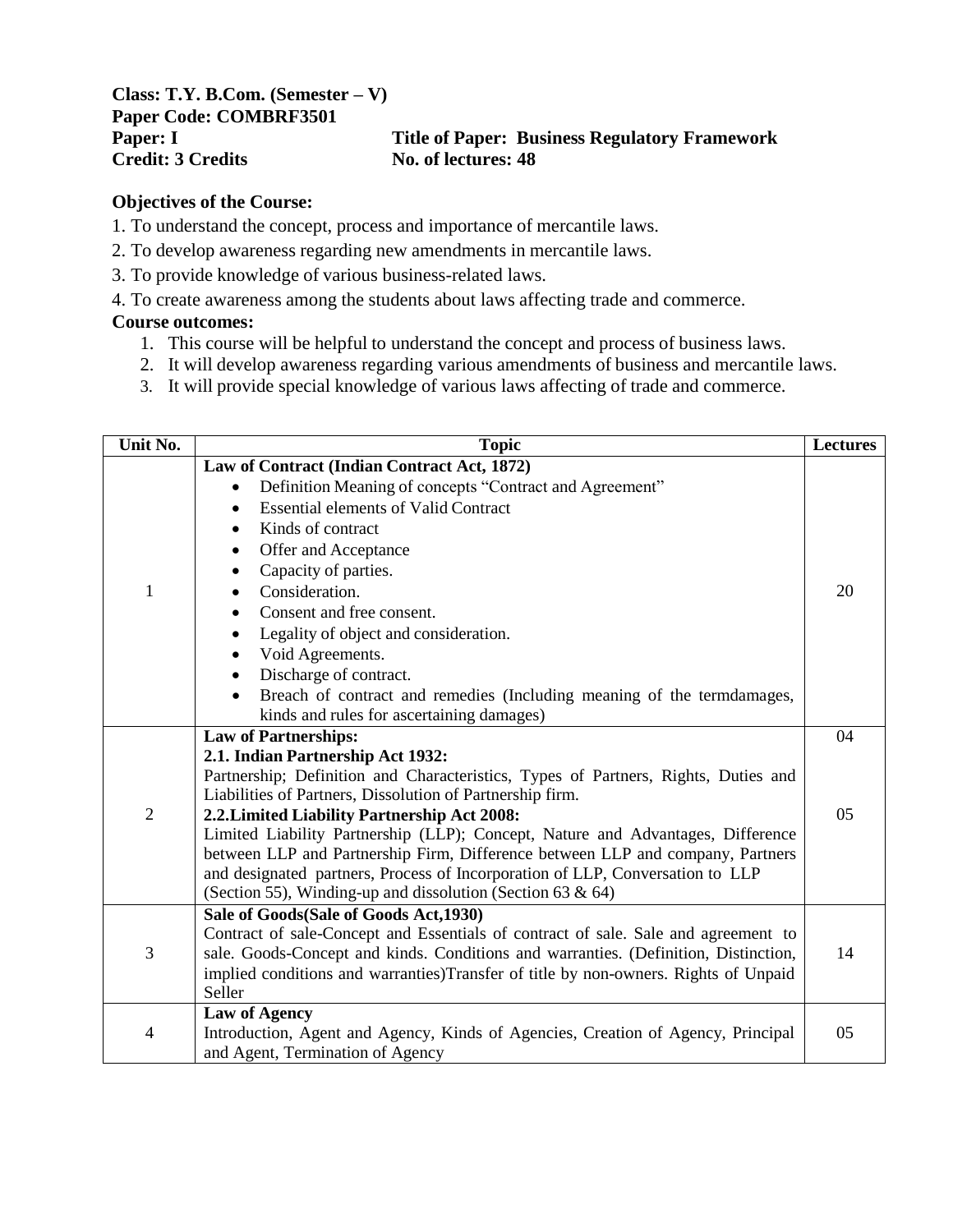**Class: T.Y. B.Com. (Semester – V)**
**Paper Code: COMBRF3501**
**Paper: I** **Title of Paper: Business Regulatory Framework**
**Credit: 3 Credits** **No. of lectures: 48**

**Objectives of the Course:**

1. To understand the concept, process and importance of mercantile laws.
2. To develop awareness regarding new amendments in mercantile laws.
3. To provide knowledge of various business-related laws.
4. To create awareness among the students about laws affecting trade and commerce.

**Course outcomes:**

1. This course will be helpful to understand the concept and process of business laws.
2. It will develop awareness regarding various amendments of business and mercantile laws.
3. It will provide special knowledge of various laws affecting of trade and commerce.

| Unit No. | Topic | Lectures |
|---|---|---|
| 1 | **Law of Contract (Indian Contract Act, 1872)**<br>• Definition Meaning of concepts "Contract and Agreement"<br>• Essential elements of Valid Contract<br>• Kinds of contract<br>• Offer and Acceptance<br>• Capacity of parties.<br>• Consideration.<br>• Consent and free consent.<br>• Legality of object and consideration.<br>• Void Agreements.<br>• Discharge of contract.<br>• Breach of contract and remedies (Including meaning of the termdamages, kinds and rules for ascertaining damages) | 20 |
| 2 | **Law of Partnerships:**<br>**2.1. Indian Partnership Act 1932:**<br>Partnership; Definition and Characteristics, Types of Partners, Rights, Duties and Liabilities of Partners, Dissolution of Partnership firm.<br>**2.2.Limited Liability Partnership Act 2008:**<br>Limited Liability Partnership (LLP); Concept, Nature and Advantages, Difference between LLP and Partnership Firm, Difference between LLP and company, Partners and designated partners, Process of Incorporation of LLP, Conversation to LLP (Section 55), Winding-up and dissolution (Section 63 & 64) | 04<br><br>05 |
| 3 | **Sale of Goods(Sale of Goods Act,1930)**<br>Contract of sale-Concept and Essentials of contract of sale. Sale and agreement to sale. Goods-Concept and kinds. Conditions and warranties. (Definition, Distinction, implied conditions and warranties)Transfer of title by non-owners. Rights of Unpaid Seller | 14 |
| 4 | **Law of Agency**<br>Introduction, Agent and Agency, Kinds of Agencies, Creation of Agency, Principal and Agent, Termination of Agency | 05 |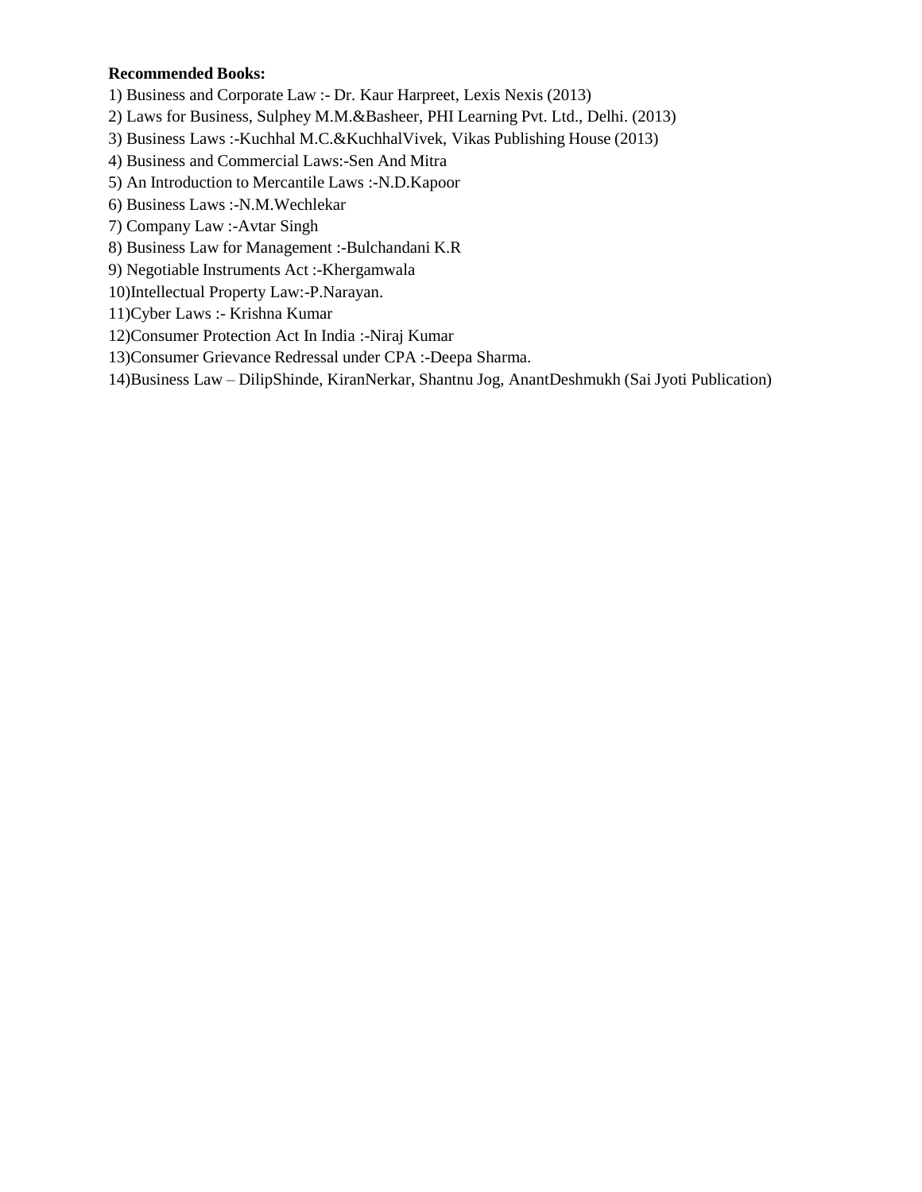**Recommended Books:**

1) Business and Corporate Law :- Dr. Kaur Harpreet, Lexis Nexis (2013)
2) Laws for Business, Sulphey M.M.&Basheer, PHI Learning Pvt. Ltd., Delhi. (2013)
3) Business Laws :-Kuchhal M.C.&KuchhalVivek, Vikas Publishing House (2013)
4) Business and Commercial Laws:-Sen And Mitra
5) An Introduction to Mercantile Laws :-N.D.Kapoor
6) Business Laws :-N.M.Wechlekar
7) Company Law :-Avtar Singh
8) Business Law for Management :-Bulchandani K.R
9) Negotiable Instruments Act :-Khergamwala
10) Intellectual Property Law:-P.Narayan.
11) Cyber Laws :- Krishna Kumar
12) Consumer Protection Act In India :-Niraj Kumar
13) Consumer Grievance Redressal under CPA :-Deepa Sharma.
14) Business Law – DilipShinde, KiranNerkar, Shantnu Jog, AnantDeshmukh (Sai Jyoti Publication)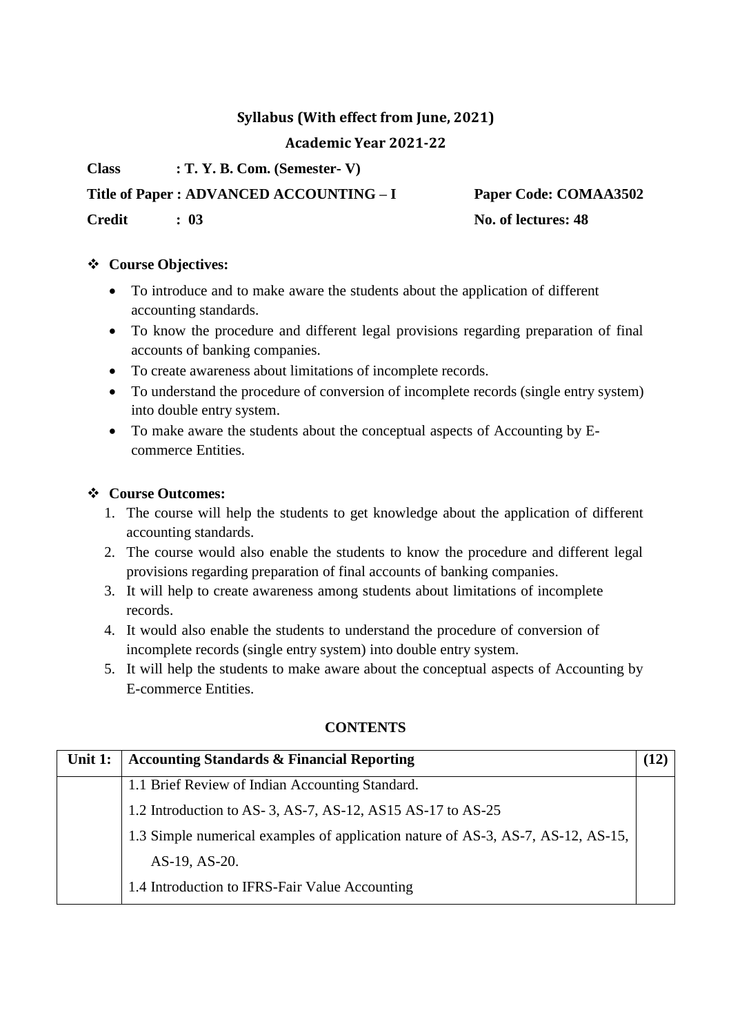**Syllabus (With effect from June, 2021)**

**Academic Year 2021-22**

**Class : T. Y. B. Com. (Semester- V)**

**Title of Paper : ADVANCED ACCOUNTING – I** **Paper Code: COMAA3502**

**Credit : 03** **No. of lectures: 48**

## ❖ Course Objectives:

- To introduce and to make aware the students about the application of different accounting standards.
- To know the procedure and different legal provisions regarding preparation of final accounts of banking companies.
- To create awareness about limitations of incomplete records.
- To understand the procedure of conversion of incomplete records (single entry system) into double entry system.
- To make aware the students about the conceptual aspects of Accounting by E-commerce Entities.

## ❖ Course Outcomes:

1. The course will help the students to get knowledge about the application of different accounting standards.
2. The course would also enable the students to know the procedure and different legal provisions regarding preparation of final accounts of banking companies.
3. It will help to create awareness among students about limitations of incomplete records.
4. It would also enable the students to understand the procedure of conversion of incomplete records (single entry system) into double entry system.
5. It will help the students to make aware about the conceptual aspects of Accounting by E-commerce Entities.

## CONTENTS

| Unit 1: | Accounting Standards & Financial Reporting | (12) |
|---|---|---|
| | 1.1 Brief Review of Indian Accounting Standard. | |
| | 1.2 Introduction to AS- 3, AS-7, AS-12, AS15 AS-17 to AS-25 | |
| | 1.3 Simple numerical examples of application nature of AS-3, AS-7, AS-12, AS-15, AS-19, AS-20. | |
| | 1.4 Introduction to IFRS-Fair Value Accounting | |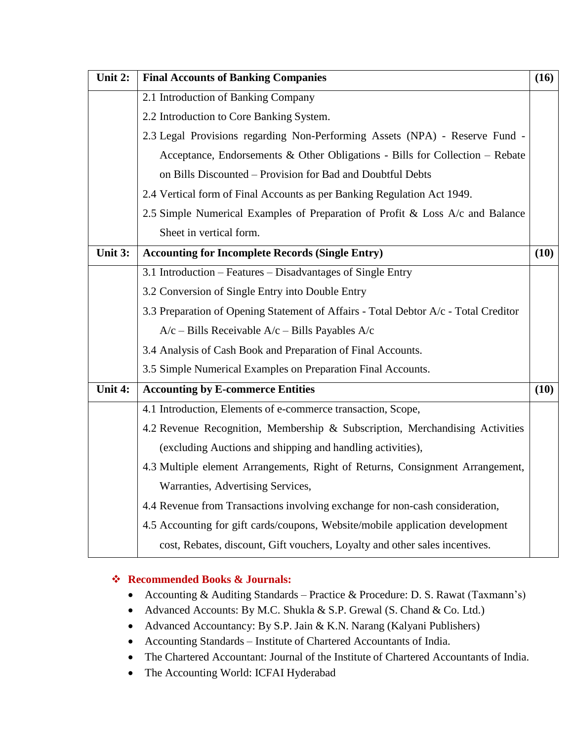| Unit 2: | **Final Accounts of Banking Companies** | **(16)** |
|---|---|---|
| | 2.1 Introduction of Banking Company<br>2.2 Introduction to Core Banking System.<br>2.3 Legal Provisions regarding Non-Performing Assets (NPA) - Reserve Fund - Acceptance, Endorsements & Other Obligations - Bills for Collection – Rebate on Bills Discounted – Provision for Bad and Doubtful Debts<br>2.4 Vertical form of Final Accounts as per Banking Regulation Act 1949.<br>2.5 Simple Numerical Examples of Preparation of Profit & Loss A/c and Balance Sheet in vertical form. | |
| **Unit 3:** | **Accounting for Incomplete Records (Single Entry)** | **(10)** |
| | 3.1 Introduction – Features – Disadvantages of Single Entry<br>3.2 Conversion of Single Entry into Double Entry<br>3.3 Preparation of Opening Statement of Affairs - Total Debtor A/c - Total Creditor A/c – Bills Receivable A/c – Bills Payables A/c<br>3.4 Analysis of Cash Book and Preparation of Final Accounts.<br>3.5 Simple Numerical Examples on Preparation Final Accounts. | |
| **Unit 4:** | **Accounting by E-commerce Entities** | **(10)** |
| | 4.1 Introduction, Elements of e-commerce transaction, Scope,<br>4.2 Revenue Recognition, Membership & Subscription, Merchandising Activities (excluding Auctions and shipping and handling activities),<br>4.3 Multiple element Arrangements, Right of Returns, Consignment Arrangement, Warranties, Advertising Services,<br>4.4 Revenue from Transactions involving exchange for non-cash consideration,<br>4.5 Accounting for gift cards/coupons, Website/mobile application development cost, Rebates, discount, Gift vouchers, Loyalty and other sales incentives. | |

### ❖ Recommended Books & Journals:

- Accounting & Auditing Standards – Practice & Procedure: D. S. Rawat (Taxmann's)
- Advanced Accounts: By M.C. Shukla & S.P. Grewal (S. Chand & Co. Ltd.)
- Advanced Accountancy: By S.P. Jain & K.N. Narang (Kalyani Publishers)
- Accounting Standards – Institute of Chartered Accountants of India.
- The Chartered Accountant: Journal of the Institute of Chartered Accountants of India.
- The Accounting World: ICFAI Hyderabad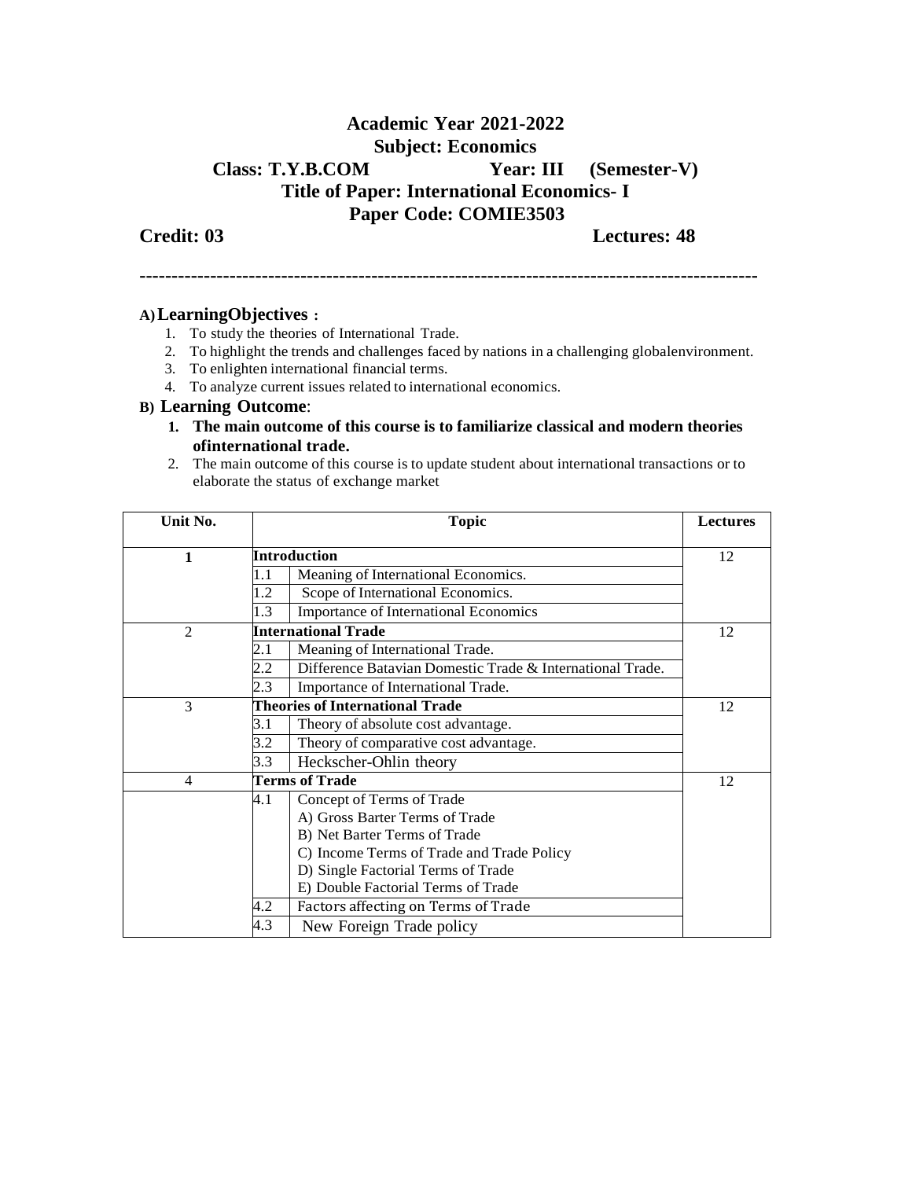# Academic Year 2021-2022

## Subject: Economics

## Class: T.Y.B.COM Year: III (Semester-V)

## Title of Paper: International Economics- I

## Paper Code: COMIE3503

**Credit: 03** **Lectures: 48**

---

**A) LearningObjectives :**

1. To study the theories of International Trade.
2. To highlight the trends and challenges faced by nations in a challenging globalenvironment.
3. To enlighten international financial terms.
4. To analyze current issues related to international economics.

**B) Learning Outcome**:

1. **The main outcome of this course is to familiarize classical and modern theories ofinternational trade.**
2. The main outcome of this course is to update student about international transactions or to elaborate the status of exchange market

| Unit No. | Topic | | Lectures |
|---|---|---|---|
| **1** | **Introduction** | | 12 |
| | 1.1 | Meaning of International Economics. | |
| | 1.2 | Scope of International Economics. | |
| | 1.3 | Importance of International Economics | |
| 2 | **International Trade** | | 12 |
| | 2.1 | Meaning of International Trade. | |
| | 2.2 | Difference Batavian Domestic Trade & International Trade. | |
| | 2.3 | Importance of International Trade. | |
| 3 | **Theories of International Trade** | | 12 |
| | 3.1 | Theory of absolute cost advantage. | |
| | 3.2 | Theory of comparative cost advantage. | |
| | 3.3 | Heckscher-Ohlin theory | |
| 4 | **Terms of Trade** | | 12 |
| | 4.1 | Concept of Terms of Trade<br>A) Gross Barter Terms of Trade<br>B) Net Barter Terms of Trade<br>C) Income Terms of Trade and Trade Policy<br>D) Single Factorial Terms of Trade<br>E) Double Factorial Terms of Trade | |
| | 4.2 | Factors affecting on Terms of Trade | |
| | 4.3 | New Foreign Trade policy | |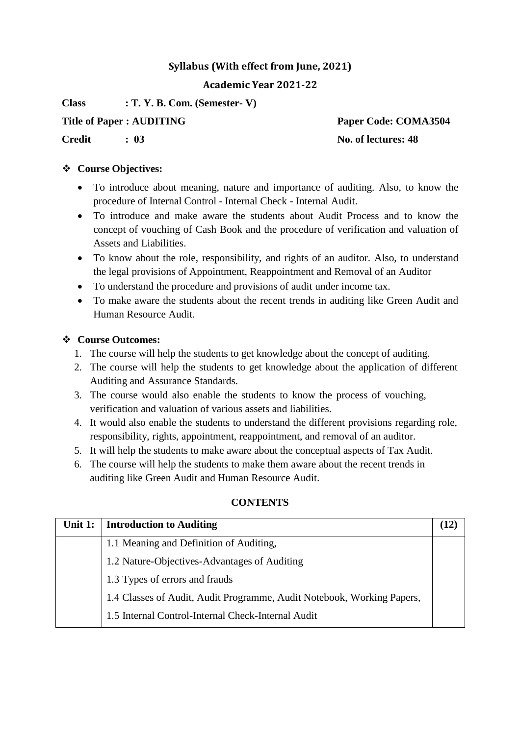## Syllabus (With effect from June, 2021)

## Academic Year 2021-22

**Class : T. Y. B. Com. (Semester- V)**

**Title of Paper : AUDITING** **Paper Code: COMA3504**

**Credit : 03** **No. of lectures: 48**

### ❖ Course Objectives:

- To introduce about meaning, nature and importance of auditing. Also, to know the procedure of Internal Control - Internal Check - Internal Audit.
- To introduce and make aware the students about Audit Process and to know the concept of vouching of Cash Book and the procedure of verification and valuation of Assets and Liabilities.
- To know about the role, responsibility, and rights of an auditor. Also, to understand the legal provisions of Appointment, Reappointment and Removal of an Auditor
- To understand the procedure and provisions of audit under income tax.
- To make aware the students about the recent trends in auditing like Green Audit and Human Resource Audit.

### ❖ Course Outcomes:

1. The course will help the students to get knowledge about the concept of auditing.
2. The course will help the students to get knowledge about the application of different Auditing and Assurance Standards.
3. The course would also enable the students to know the process of vouching, verification and valuation of various assets and liabilities.
4. It would also enable the students to understand the different provisions regarding role, responsibility, rights, appointment, reappointment, and removal of an auditor.
5. It will help the students to make aware about the conceptual aspects of Tax Audit.
6. The course will help the students to make them aware about the recent trends in auditing like Green Audit and Human Resource Audit.

### CONTENTS

| Unit 1: | Introduction to Auditing | (12) |
|---|---|---|
| | 1.1 Meaning and Definition of Auditing, | |
| | 1.2 Nature-Objectives-Advantages of Auditing | |
| | 1.3 Types of errors and frauds | |
| | 1.4 Classes of Audit, Audit Programme, Audit Notebook, Working Papers, | |
| | 1.5 Internal Control-Internal Check-Internal Audit | |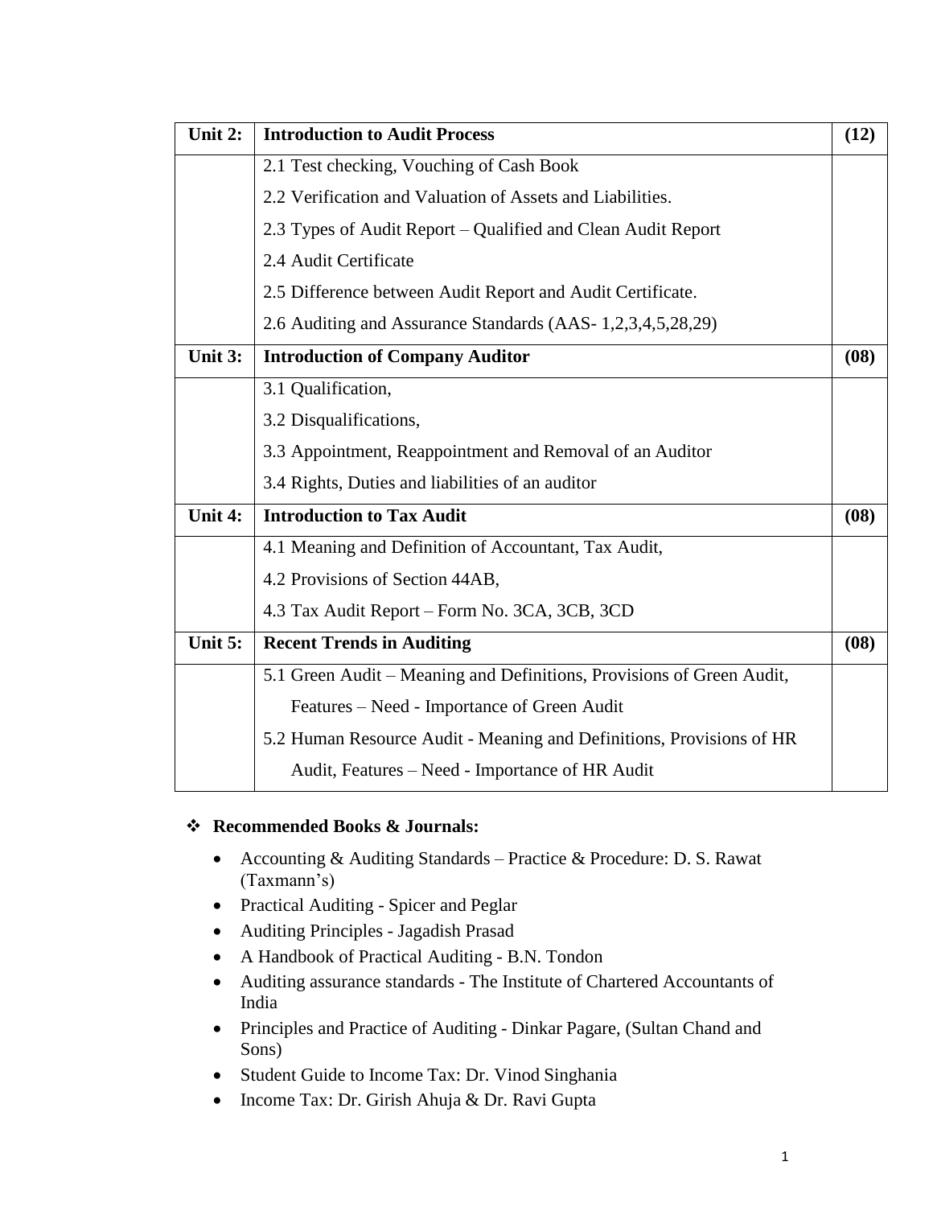| Unit 2: | **Introduction to Audit Process** | **(12)** |
|---|---|---|
| | 2.1 Test checking, Vouching of Cash Book<br>2.2 Verification and Valuation of Assets and Liabilities.<br>2.3 Types of Audit Report – Qualified and Clean Audit Report<br>2.4 Audit Certificate<br>2.5 Difference between Audit Report and Audit Certificate.<br>2.6 Auditing and Assurance Standards (AAS- 1,2,3,4,5,28,29) | |
| **Unit 3:** | **Introduction of Company Auditor** | **(08)** |
| | 3.1 Qualification,<br>3.2 Disqualifications,<br>3.3 Appointment, Reappointment and Removal of an Auditor<br>3.4 Rights, Duties and liabilities of an auditor | |
| **Unit 4:** | **Introduction to Tax Audit** | **(08)** |
| | 4.1 Meaning and Definition of Accountant, Tax Audit,<br>4.2 Provisions of Section 44AB,<br>4.3 Tax Audit Report – Form No. 3CA, 3CB, 3CD | |
| **Unit 5:** | **Recent Trends in Auditing** | **(08)** |
| | 5.1 Green Audit – Meaning and Definitions, Provisions of Green Audit, Features – Need - Importance of Green Audit<br>5.2 Human Resource Audit - Meaning and Definitions, Provisions of HR Audit, Features – Need - Importance of HR Audit | |

❖ **Recommended Books & Journals:**

- Accounting & Auditing Standards – Practice & Procedure: D. S. Rawat (Taxmann's)
- Practical Auditing - Spicer and Peglar
- Auditing Principles - Jagadish Prasad
- A Handbook of Practical Auditing - B.N. Tondon
- Auditing assurance standards - The Institute of Chartered Accountants of India
- Principles and Practice of Auditing - Dinkar Pagare, (Sultan Chand and Sons)
- Student Guide to Income Tax: Dr. Vinod Singhania
- Income Tax: Dr. Girish Ahuja & Dr. Ravi Gupta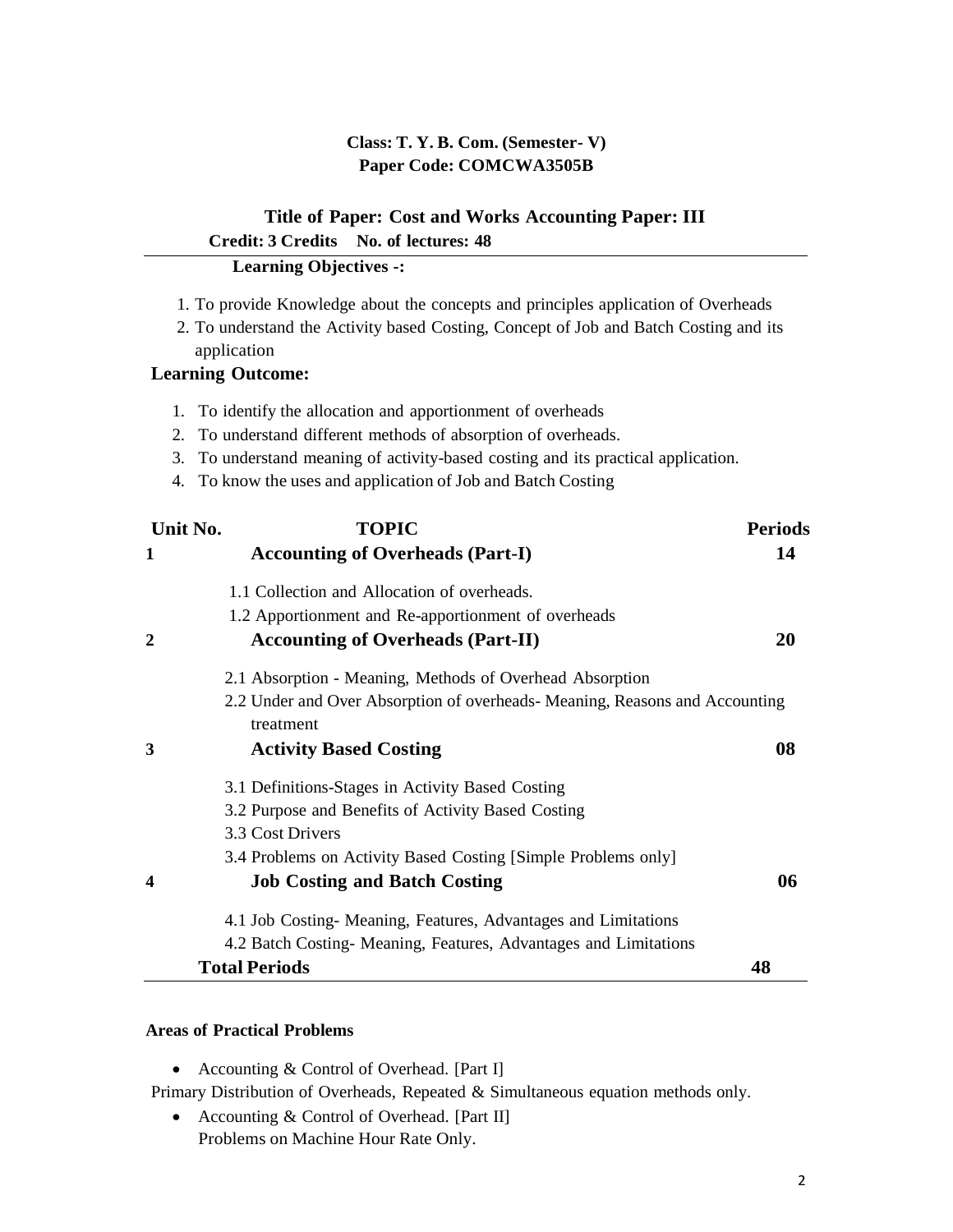**Class: T. Y. B. Com. (Semester- V)**
**Paper Code: COMCWA3505B**

## Title of Paper: Cost and Works Accounting Paper: III

**Credit: 3 Credits    No. of lectures: 48**

**Learning Objectives -:**

1. To provide Knowledge about the concepts and principles application of Overheads
2. To understand the Activity based Costing, Concept of Job and Batch Costing and its application

**Learning Outcome:**

1. To identify the allocation and apportionment of overheads
2. To understand different methods of absorption of overheads.
3. To understand meaning of activity-based costing and its practical application.
4. To know the uses and application of Job and Batch Costing

| Unit No. | TOPIC | Periods |
|---|---|---|
| 1 | **Accounting of Overheads (Part-I)** | 14 |
| | 1.1 Collection and Allocation of overheads.<br>1.2 Apportionment and Re-apportionment of overheads | |
| 2 | **Accounting of Overheads (Part-II)** | 20 |
| | 2.1 Absorption - Meaning, Methods of Overhead Absorption<br>2.2 Under and Over Absorption of overheads- Meaning, Reasons and Accounting treatment | |
| 3 | **Activity Based Costing** | 08 |
| | 3.1 Definitions-Stages in Activity Based Costing<br>3.2 Purpose and Benefits of Activity Based Costing<br>3.3 Cost Drivers<br>3.4 Problems on Activity Based Costing [Simple Problems only] | |
| 4 | **Job Costing and Batch Costing** | 06 |
| | 4.1 Job Costing- Meaning, Features, Advantages and Limitations<br>4.2 Batch Costing- Meaning, Features, Advantages and Limitations | |
| | **Total Periods** | 48 |

**Areas of Practical Problems**

- Accounting & Control of Overhead. [Part I]

Primary Distribution of Overheads, Repeated & Simultaneous equation methods only.

- Accounting & Control of Overhead. [Part II]
  Problems on Machine Hour Rate Only.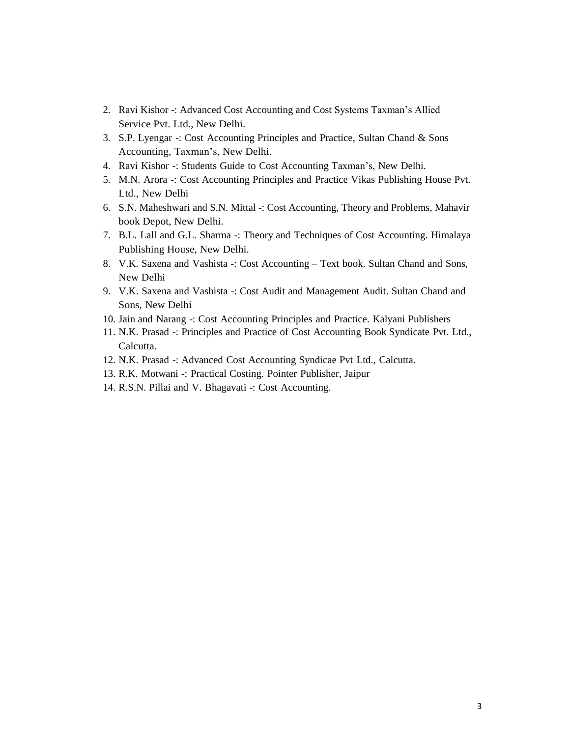2. Ravi Kishor -: Advanced Cost Accounting and Cost Systems Taxman's Allied Service Pvt. Ltd., New Delhi.
3. S.P. Lyengar -: Cost Accounting Principles and Practice, Sultan Chand & Sons Accounting, Taxman's, New Delhi.
4. Ravi Kishor -: Students Guide to Cost Accounting Taxman's, New Delhi.
5. M.N. Arora -: Cost Accounting Principles and Practice Vikas Publishing House Pvt. Ltd., New Delhi
6. S.N. Maheshwari and S.N. Mittal -: Cost Accounting, Theory and Problems, Mahavir book Depot, New Delhi.
7. B.L. Lall and G.L. Sharma -: Theory and Techniques of Cost Accounting. Himalaya Publishing House, New Delhi.
8. V.K. Saxena and Vashista -: Cost Accounting – Text book. Sultan Chand and Sons, New Delhi
9. V.K. Saxena and Vashista -: Cost Audit and Management Audit. Sultan Chand and Sons, New Delhi
10. Jain and Narang -: Cost Accounting Principles and Practice. Kalyani Publishers
11. N.K. Prasad -: Principles and Practice of Cost Accounting Book Syndicate Pvt. Ltd., Calcutta.
12. N.K. Prasad -: Advanced Cost Accounting Syndicae Pvt Ltd., Calcutta.
13. R.K. Motwani -: Practical Costing. Pointer Publisher, Jaipur
14. R.S.N. Pillai and V. Bhagavati -: Cost Accounting.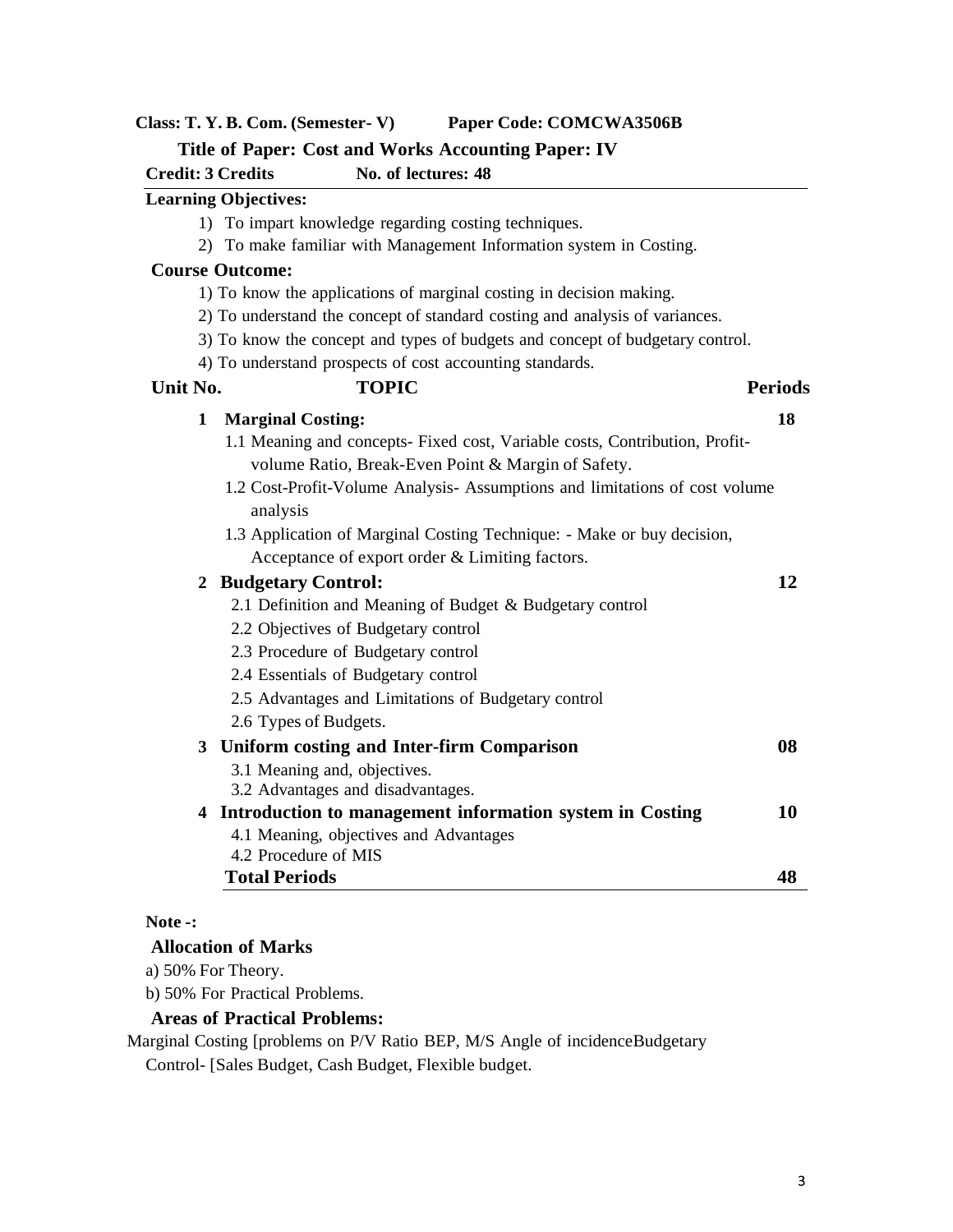**Class: T. Y. B. Com. (Semester- V)** **Paper Code: COMCWA3506B**

**Title of Paper: Cost and Works Accounting Paper: IV**

**Credit: 3 Credits** **No. of lectures: 48**

**Learning Objectives:**

1) To impart knowledge regarding costing techniques.
2) To make familiar with Management Information system in Costing.

**Course Outcome:**

1) To know the applications of marginal costing in decision making.
2) To understand the concept of standard costing and analysis of variances.
3) To know the concept and types of budgets and concept of budgetary control.
4) To understand prospects of cost accounting standards.

| Unit No. | TOPIC | Periods |
|---|---|---|
| 1 | **Marginal Costing:**<br>1.1 Meaning and concepts- Fixed cost, Variable costs, Contribution, Profit-volume Ratio, Break-Even Point & Margin of Safety.<br>1.2 Cost-Profit-Volume Analysis- Assumptions and limitations of cost volume analysis<br>1.3 Application of Marginal Costing Technique: - Make or buy decision, Acceptance of export order & Limiting factors. | 18 |
| 2 | **Budgetary Control:**<br>2.1 Definition and Meaning of Budget & Budgetary control<br>2.2 Objectives of Budgetary control<br>2.3 Procedure of Budgetary control<br>2.4 Essentials of Budgetary control<br>2.5 Advantages and Limitations of Budgetary control<br>2.6 Types of Budgets. | 12 |
| 3 | **Uniform costing and Inter-firm Comparison**<br>3.1 Meaning and, objectives.<br>3.2 Advantages and disadvantages. | 08 |
| 4 | **Introduction to management information system in Costing**<br>4.1 Meaning, objectives and Advantages<br>4.2 Procedure of MIS | 10 |
| | **Total Periods** | **48** |

**Note -:**

**Allocation of Marks**

a) 50% For Theory.

b) 50% For Practical Problems.

**Areas of Practical Problems:**

Marginal Costing [problems on P/V Ratio BEP, M/S Angle of incidenceBudgetary Control- [Sales Budget, Cash Budget, Flexible budget.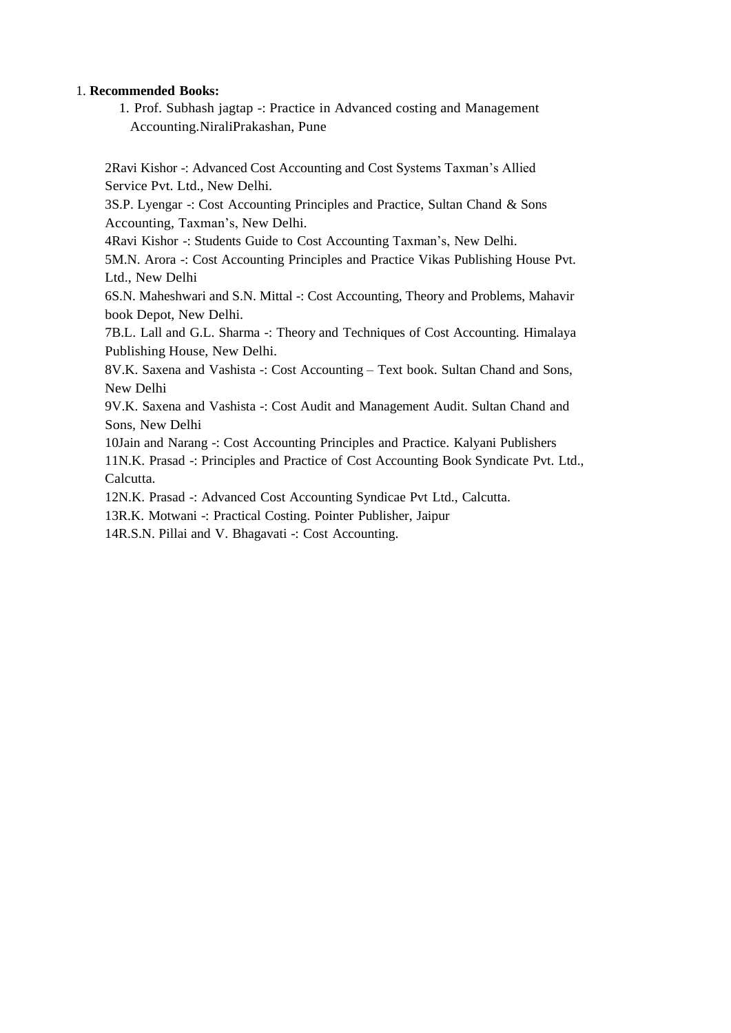1. **Recommended Books:**

   1. Prof. Subhash jagtap -: Practice in Advanced costing and Management Accounting.NiraliPrakashan, Pune

2Ravi Kishor -: Advanced Cost Accounting and Cost Systems Taxman's Allied Service Pvt. Ltd., New Delhi.

3S.P. Lyengar -: Cost Accounting Principles and Practice, Sultan Chand & Sons Accounting, Taxman's, New Delhi.

4Ravi Kishor -: Students Guide to Cost Accounting Taxman's, New Delhi.

5M.N. Arora -: Cost Accounting Principles and Practice Vikas Publishing House Pvt. Ltd., New Delhi

6S.N. Maheshwari and S.N. Mittal -: Cost Accounting, Theory and Problems, Mahavir book Depot, New Delhi.

7B.L. Lall and G.L. Sharma -: Theory and Techniques of Cost Accounting. Himalaya Publishing House, New Delhi.

8V.K. Saxena and Vashista -: Cost Accounting – Text book. Sultan Chand and Sons, New Delhi

9V.K. Saxena and Vashista -: Cost Audit and Management Audit. Sultan Chand and Sons, New Delhi

10Jain and Narang -: Cost Accounting Principles and Practice. Kalyani Publishers

11N.K. Prasad -: Principles and Practice of Cost Accounting Book Syndicate Pvt. Ltd., Calcutta.

12N.K. Prasad -: Advanced Cost Accounting Syndicae Pvt Ltd., Calcutta.

13R.K. Motwani -: Practical Costing. Pointer Publisher, Jaipur

14R.S.N. Pillai and V. Bhagavati -: Cost Accounting.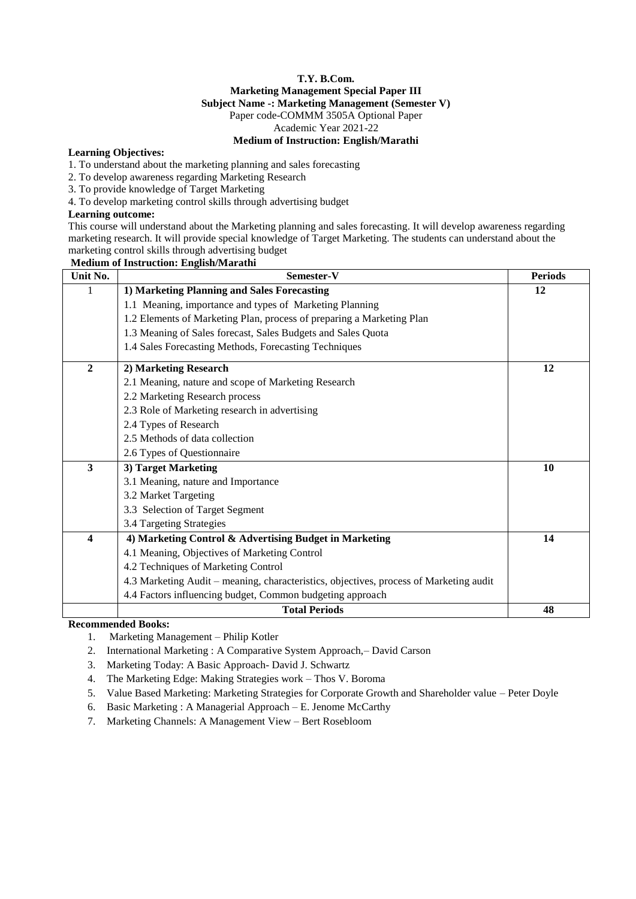**T.Y. B.Com.**

**Marketing Management Special Paper III**

**Subject Name -: Marketing Management (Semester V)**

Paper code-COMMM 3505A Optional Paper

Academic Year 2021-22

**Medium of Instruction: English/Marathi**

**Learning Objectives:**

1. To understand about the marketing planning and sales forecasting
2. To develop awareness regarding Marketing Research
3. To provide knowledge of Target Marketing
4. To develop marketing control skills through advertising budget

**Learning outcome:**

This course will understand about the Marketing planning and sales forecasting. It will develop awareness regarding marketing research. It will provide special knowledge of Target Marketing. The students can understand about the marketing control skills through advertising budget

**Medium of Instruction: English/Marathi**

| Unit No. | Semester-V | Periods |
|---|---|---|
| 1 | **1) Marketing Planning and Sales Forecasting** | **12** |
| | 1.1 Meaning, importance and types of Marketing Planning | |
| | 1.2 Elements of Marketing Plan, process of preparing a Marketing Plan | |
| | 1.3 Meaning of Sales forecast, Sales Budgets and Sales Quota | |
| | 1.4 Sales Forecasting Methods, Forecasting Techniques | |
| **2** | **2) Marketing Research** | **12** |
| | 2.1 Meaning, nature and scope of Marketing Research | |
| | 2.2 Marketing Research process | |
| | 2.3 Role of Marketing research in advertising | |
| | 2.4 Types of Research | |
| | 2.5 Methods of data collection | |
| | 2.6 Types of Questionnaire | |
| **3** | **3) Target Marketing** | **10** |
| | 3.1 Meaning, nature and Importance | |
| | 3.2 Market Targeting | |
| | 3.3 Selection of Target Segment | |
| | 3.4 Targeting Strategies | |
| **4** | **4) Marketing Control & Advertising Budget in Marketing** | **14** |
| | 4.1 Meaning, Objectives of Marketing Control | |
| | 4.2 Techniques of Marketing Control | |
| | 4.3 Marketing Audit – meaning, characteristics, objectives, process of Marketing audit | |
| | 4.4 Factors influencing budget, Common budgeting approach | |
| | **Total Periods** | **48** |

**Recommended Books:**

1. Marketing Management – Philip Kotler
2. International Marketing : A Comparative System Approach,– David Carson
3. Marketing Today: A Basic Approach- David J. Schwartz
4. The Marketing Edge: Making Strategies work – Thos V. Boroma
5. Value Based Marketing: Marketing Strategies for Corporate Growth and Shareholder value – Peter Doyle
6. Basic Marketing : A Managerial Approach – E. Jenome McCarthy
7. Marketing Channels: A Management View – Bert Rosebloom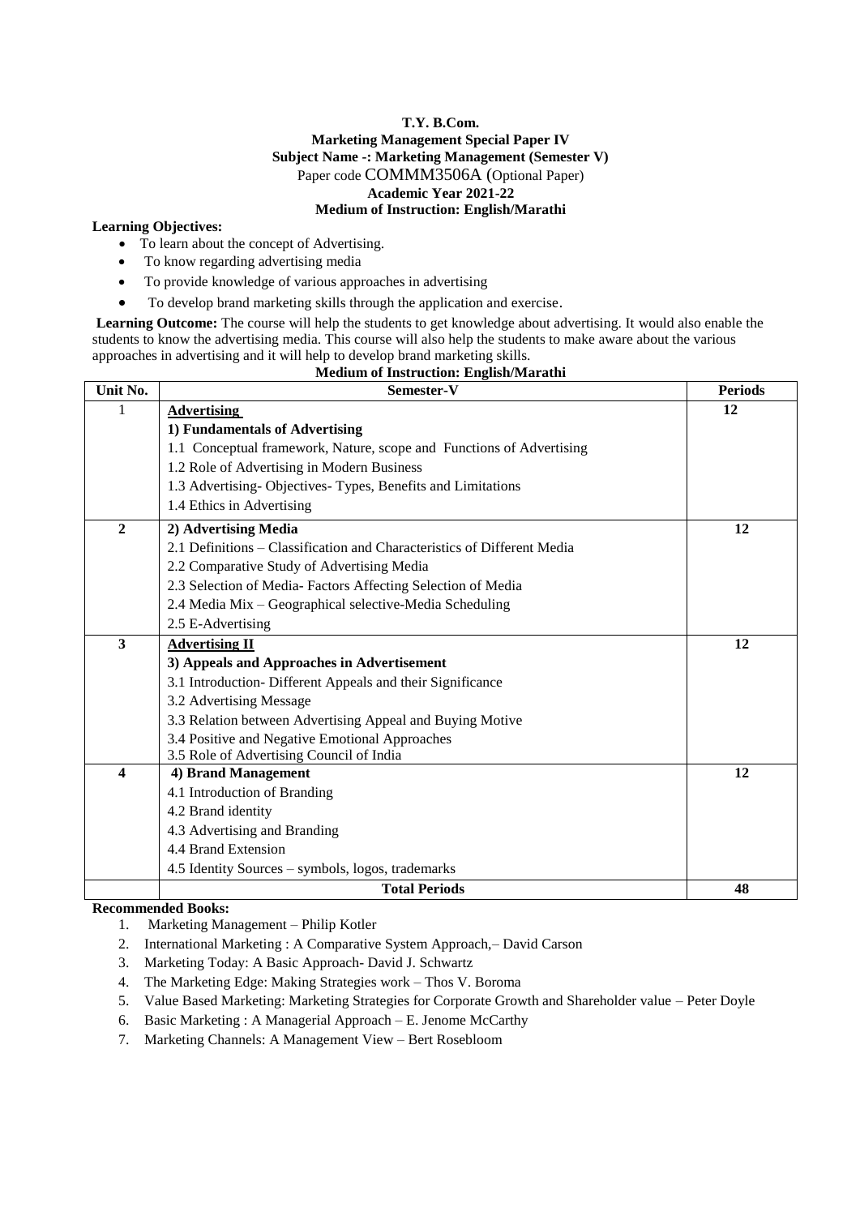**T.Y. B.Com.**
**Marketing Management Special Paper IV**
**Subject Name -: Marketing Management (Semester V)**
Paper code COMMM3506A (Optional Paper)
**Academic Year 2021-22**
**Medium of Instruction: English/Marathi**

**Learning Objectives:**

- To learn about the concept of Advertising.
- To know regarding advertising media
- To provide knowledge of various approaches in advertising
- To develop brand marketing skills through the application and exercise.

**Learning Outcome:** The course will help the students to get knowledge about advertising. It would also enable the students to know the advertising media. This course will also help the students to make aware about the various approaches in advertising and it will help to develop brand marketing skills.

**Medium of Instruction: English/Marathi**

| Unit No. | Semester-V | Periods |
|---|---|---|
| 1 | **Advertising**<br>**1) Fundamentals of Advertising**<br>1.1 Conceptual framework, Nature, scope and Functions of Advertising<br>1.2 Role of Advertising in Modern Business<br>1.3 Advertising- Objectives- Types, Benefits and Limitations<br>1.4 Ethics in Advertising | **12** |
| **2** | **2) Advertising Media**<br>2.1 Definitions – Classification and Characteristics of Different Media<br>2.2 Comparative Study of Advertising Media<br>2.3 Selection of Media- Factors Affecting Selection of Media<br>2.4 Media Mix – Geographical selective-Media Scheduling<br>2.5 E-Advertising | **12** |
| **3** | **Advertising II**<br>**3) Appeals and Approaches in Advertisement**<br>3.1 Introduction- Different Appeals and their Significance<br>3.2 Advertising Message<br>3.3 Relation between Advertising Appeal and Buying Motive<br>3.4 Positive and Negative Emotional Approaches<br>3.5 Role of Advertising Council of India | **12** |
| **4** | **4) Brand Management**<br>4.1 Introduction of Branding<br>4.2 Brand identity<br>4.3 Advertising and Branding<br>4.4 Brand Extension<br>4.5 Identity Sources – symbols, logos, trademarks | **12** |
| | **Total Periods** | **48** |

**Recommended Books:**

1. Marketing Management – Philip Kotler
2. International Marketing : A Comparative System Approach,– David Carson
3. Marketing Today: A Basic Approach- David J. Schwartz
4. The Marketing Edge: Making Strategies work – Thos V. Boroma
5. Value Based Marketing: Marketing Strategies for Corporate Growth and Shareholder value – Peter Doyle
6. Basic Marketing : A Managerial Approach – E. Jenome McCarthy
7. Marketing Channels: A Management View – Bert Rosebloom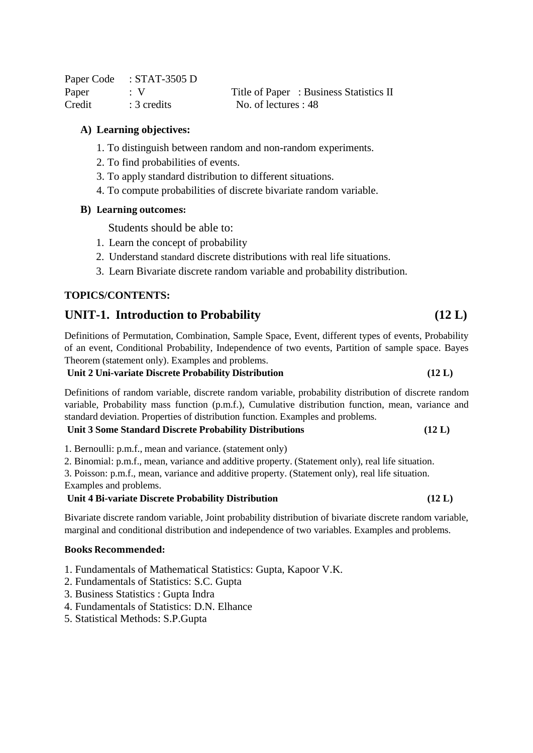| Paper Code | : STAT-3505 D | |
|---|---|---|
| Paper | : V | Title of Paper : Business Statistics II |
| Credit | : 3 credits | No. of lectures : 48 |

**A) Learning objectives:**

1. To distinguish between random and non-random experiments.
2. To find probabilities of events.
3. To apply standard distribution to different situations.
4. To compute probabilities of discrete bivariate random variable.

**B) Learning outcomes:**

Students should be able to:

1. Learn the concept of probability
2. Understand standard discrete distributions with real life situations.
3. Learn Bivariate discrete random variable and probability distribution.

**TOPICS/CONTENTS:**

## UNIT-1. Introduction to Probability (12 L)

Definitions of Permutation, Combination, Sample Space, Event, different types of events, Probability of an event, Conditional Probability, Independence of two events, Partition of sample space. Bayes Theorem (statement only). Examples and problems.

**Unit 2 Uni-variate Discrete Probability Distribution (12 L)**

Definitions of random variable, discrete random variable, probability distribution of discrete random variable, Probability mass function (p.m.f.), Cumulative distribution function, mean, variance and standard deviation. Properties of distribution function. Examples and problems.

**Unit 3 Some Standard Discrete Probability Distributions (12 L)**

1. Bernoulli: p.m.f., mean and variance. (statement only)
2. Binomial: p.m.f., mean, variance and additive property. (Statement only), real life situation.
3. Poisson: p.m.f., mean, variance and additive property. (Statement only), real life situation.

Examples and problems.

**Unit 4 Bi-variate Discrete Probability Distribution (12 L)**

Bivariate discrete random variable, Joint probability distribution of bivariate discrete random variable, marginal and conditional distribution and independence of two variables. Examples and problems.

**Books Recommended:**

1. Fundamentals of Mathematical Statistics: Gupta, Kapoor V.K.
2. Fundamentals of Statistics: S.C. Gupta
3. Business Statistics : Gupta Indra
4. Fundamentals of Statistics: D.N. Elhance
5. Statistical Methods: S.P.Gupta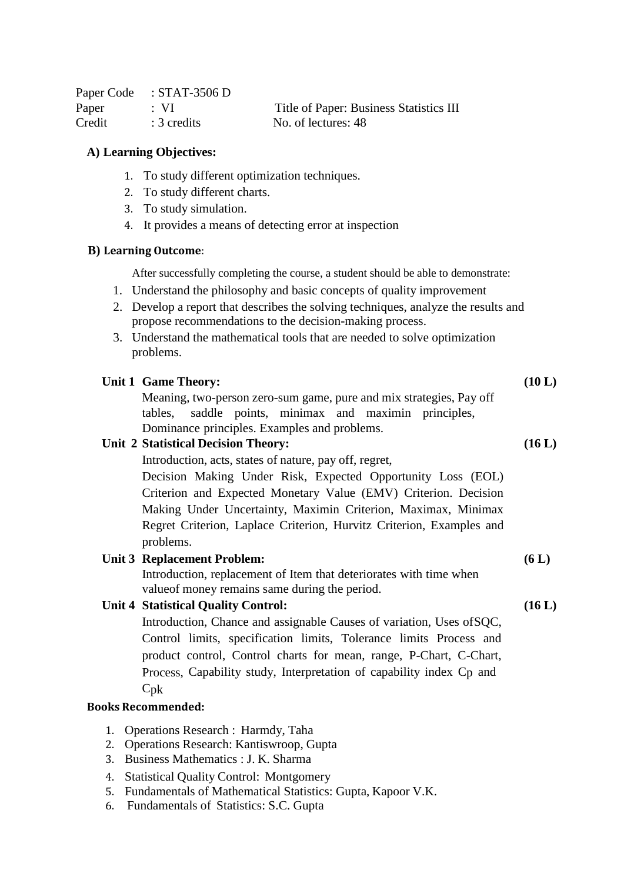Paper Code : STAT-3506 D

Paper : VI Title of Paper: Business Statistics III

Credit : 3 credits No. of lectures: 48

**A) Learning Objectives:**

1. To study different optimization techniques.
2. To study different charts.
3. To study simulation.
4. It provides a means of detecting error at inspection

**B) Learning Outcome**:

After successfully completing the course, a student should be able to demonstrate:

1. Understand the philosophy and basic concepts of quality improvement
2. Develop a report that describes the solving techniques, analyze the results and propose recommendations to the decision-making process.
3. Understand the mathematical tools that are needed to solve optimization problems.

**Unit 1 Game Theory:** **(10 L)**

Meaning, two-person zero-sum game, pure and mix strategies, Pay off tables, saddle points, minimax and maximin principles, Dominance principles. Examples and problems.

**Unit 2 Statistical Decision Theory:** **(16 L)**

Introduction, acts, states of nature, pay off, regret,
Decision Making Under Risk, Expected Opportunity Loss (EOL) Criterion and Expected Monetary Value (EMV) Criterion. Decision Making Under Uncertainty, Maximin Criterion, Maximax, Minimax Regret Criterion, Laplace Criterion, Hurvitz Criterion, Examples and problems.

**Unit 3 Replacement Problem:** **(6 L)**

Introduction, replacement of Item that deteriorates with time when valueof money remains same during the period.

**Unit 4 Statistical Quality Control:** **(16 L)**

Introduction, Chance and assignable Causes of variation, Uses ofSQC, Control limits, specification limits, Tolerance limits Process and product control, Control charts for mean, range, P-Chart, C-Chart, Process, Capability study, Interpretation of capability index $C_p$ and $C_{pk}$

**Books Recommended:**

1. Operations Research : Harmdy, Taha
2. Operations Research: Kantiswroop, Gupta
3. Business Mathematics : J. K. Sharma
4. Statistical Quality Control: Montgomery
5. Fundamentals of Mathematical Statistics: Gupta, Kapoor V.K.
6. Fundamentals of Statistics: S.C. Gupta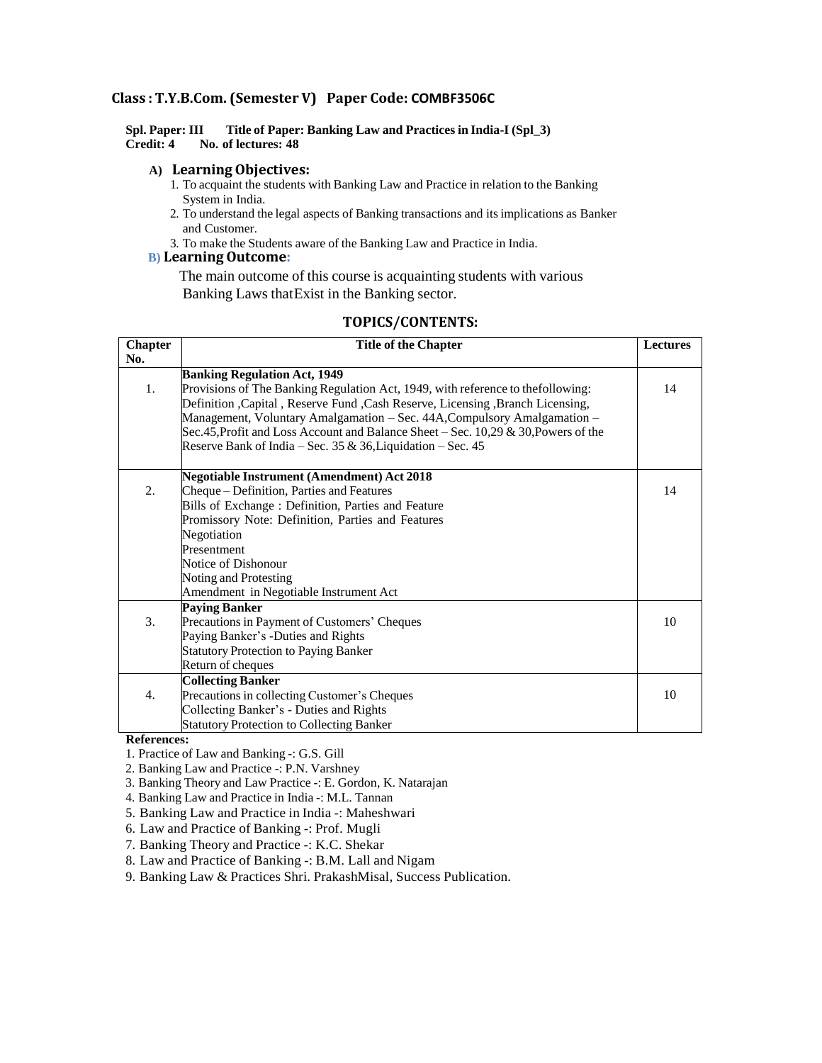**Class : T.Y.B.Com. (Semester V) Paper Code: COMBF3506C**

**Spl. Paper: III Title of Paper: Banking Law and Practices in India-I (Spl_3)**
**Credit: 4 No. of lectures: 48**

### A) Learning Objectives:

1. To acquaint the students with Banking Law and Practice in relation to the Banking System in India.
2. To understand the legal aspects of Banking transactions and its implications as Banker and Customer.
3. To make the Students aware of the Banking Law and Practice in India.

### B) Learning Outcome:

The main outcome of this course is acquainting students with various Banking Laws thatExist in the Banking sector.

## TOPICS/CONTENTS:

| Chapter No. | Title of the Chapter | Lectures |
|---|---|---|
| 1. | **Banking Regulation Act, 1949**<br>Provisions of The Banking Regulation Act, 1949, with reference to thefollowing: Definition ,Capital , Reserve Fund ,Cash Reserve, Licensing ,Branch Licensing, Management, Voluntary Amalgamation – Sec. 44A,Compulsory Amalgamation – Sec.45,Profit and Loss Account and Balance Sheet – Sec. 10,29 & 30,Powers of the Reserve Bank of India – Sec. 35 & 36,Liquidation – Sec. 45 | 14 |
| 2. | **Negotiable Instrument (Amendment) Act 2018**<br>Cheque – Definition, Parties and Features<br>Bills of Exchange : Definition, Parties and Feature<br>Promissory Note: Definition, Parties and Features<br>Negotiation<br>Presentment<br>Notice of Dishonour<br>Noting and Protesting<br>Amendment in Negotiable Instrument Act | 14 |
| 3. | **Paying Banker**<br>Precautions in Payment of Customers' Cheques<br>Paying Banker's -Duties and Rights<br>Statutory Protection to Paying Banker<br>Return of cheques | 10 |
| 4. | **Collecting Banker**<br>Precautions in collecting Customer's Cheques<br>Collecting Banker's - Duties and Rights<br>Statutory Protection to Collecting Banker | 10 |

**References:**

1. Practice of Law and Banking -: G.S. Gill
2. Banking Law and Practice -: P.N. Varshney
3. Banking Theory and Law Practice -: E. Gordon, K. Natarajan
4. Banking Law and Practice in India -: M.L. Tannan
5. Banking Law and Practice in India -: Maheshwari
6. Law and Practice of Banking -: Prof. Mugli
7. Banking Theory and Practice -: K.C. Shekar
8. Law and Practice of Banking -: B.M. Lall and Nigam
9. Banking Law & Practices Shri. PrakashMisal, Success Publication.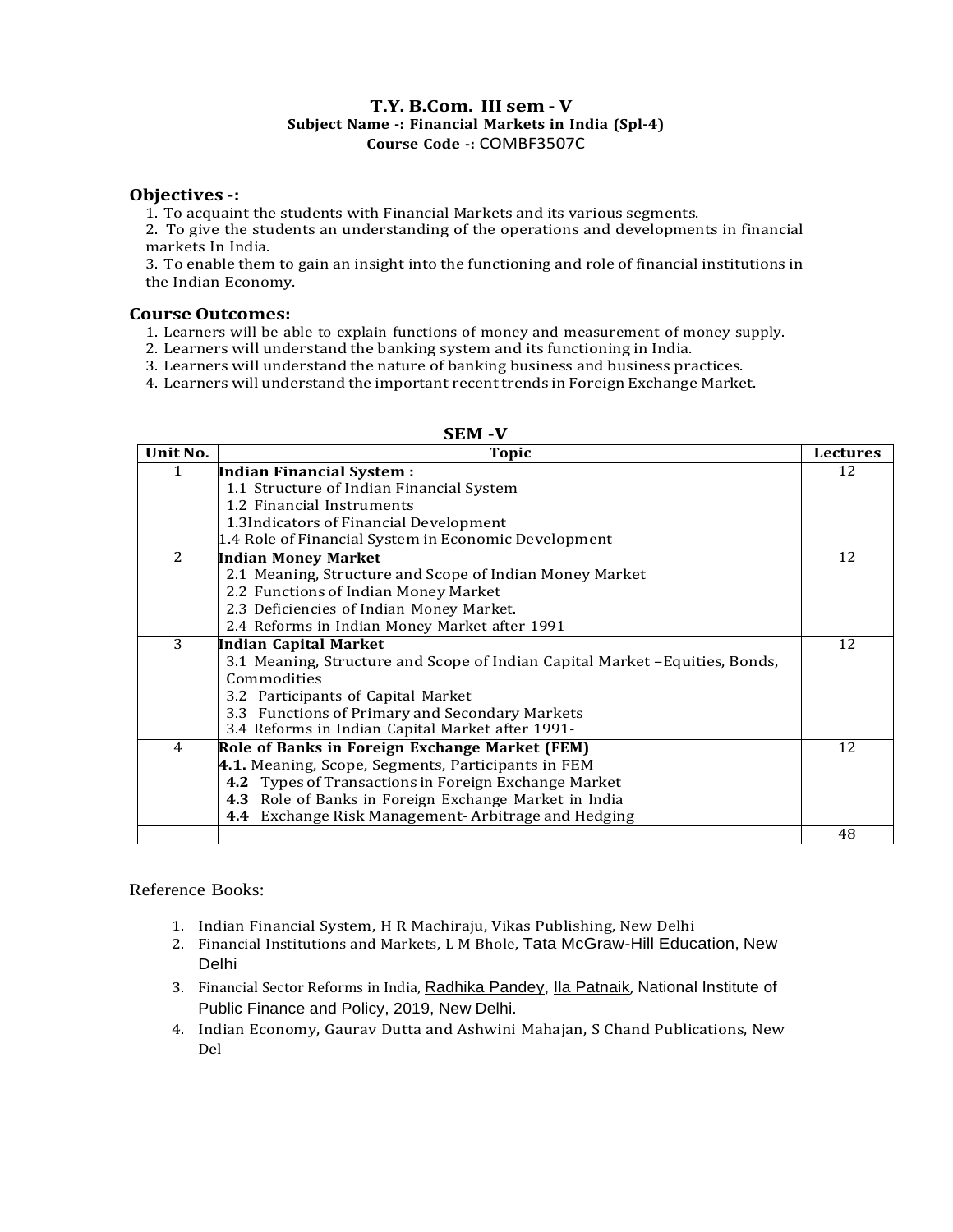**T.Y. B.Com. III sem - V**
**Subject Name -: Financial Markets in India (Spl-4)**
**Course Code -:** COMBF3507C

### Objectives -:

1. To acquaint the students with Financial Markets and its various segments.
2. To give the students an understanding of the operations and developments in financial markets In India.
3. To enable them to gain an insight into the functioning and role of financial institutions in the Indian Economy.

### Course Outcomes:

1. Learners will be able to explain functions of money and measurement of money supply.
2. Learners will understand the banking system and its functioning in India.
3. Learners will understand the nature of banking business and business practices.
4. Learners will understand the important recent trends in Foreign Exchange Market.

**SEM -V**

| Unit No. | Topic | Lectures |
|---|---|---|
| 1 | **Indian Financial System :**<br>1.1 Structure of Indian Financial System<br>1.2 Financial Instruments<br>1.3Indicators of Financial Development<br>1.4 Role of Financial System in Economic Development | 12 |
| 2 | **Indian Money Market**<br>2.1 Meaning, Structure and Scope of Indian Money Market<br>2.2 Functions of Indian Money Market<br>2.3 Deficiencies of Indian Money Market.<br>2.4 Reforms in Indian Money Market after 1991 | 12 |
| 3 | **Indian Capital Market**<br>3.1 Meaning, Structure and Scope of Indian Capital Market –Equities, Bonds, Commodities<br>3.2 Participants of Capital Market<br>3.3 Functions of Primary and Secondary Markets<br>3.4 Reforms in Indian Capital Market after 1991- | 12 |
| 4 | **Role of Banks in Foreign Exchange Market (FEM)**<br>**4.1.** Meaning, Scope, Segments, Participants in FEM<br>**4.2** Types of Transactions in Foreign Exchange Market<br>**4.3** Role of Banks in Foreign Exchange Market in India<br>**4.4** Exchange Risk Management- Arbitrage and Hedging | 12 |
| | | 48 |

Reference Books:

1. Indian Financial System, H R Machiraju, Vikas Publishing, New Delhi
2. Financial Institutions and Markets, L M Bhole, Tata McGraw-Hill Education, New Delhi
3. Financial Sector Reforms in India, Radhika Pandey, Ila Patnaik, National Institute of Public Finance and Policy, 2019, New Delhi.
4. Indian Economy, Gaurav Dutta and Ashwini Mahajan, S Chand Publications, New Del